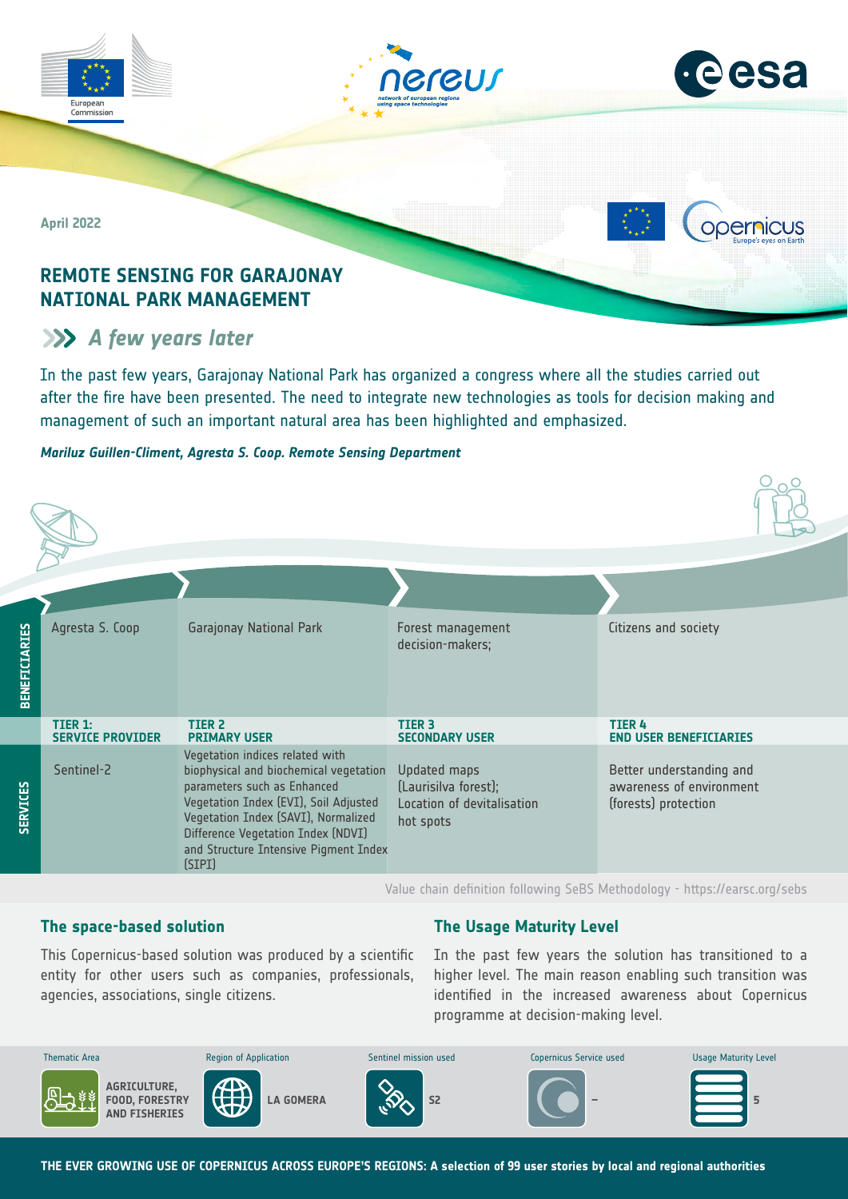April 2022

# REMOTE SENSING FOR GARAJONAY NATIONAL PARK MANAGEMENT

## A few years later

In the past few years, Garajonay National Park has organized a congress where all the studies carried out after the fire have been presented. The need to integrate new technologies as tools for decision making and management of such an important natural area has been highlighted and emphasized.

***Mariluz Guillen-Climent, Agresta S. Coop. Remote Sensing Department***

| | TIER 1: SERVICE PROVIDER | TIER 2 PRIMARY USER | TIER 3 SECONDARY USER | TIER 4 END USER BENEFICIARIES |
|---|---|---|---|---|
| **BENEFICIARIES** | Agresta S. Coop | Garajonay National Park | Forest management decision-makers; | Citizens and society |
| **SERVICES** | Sentinel-2 | Vegetation indices related with biophysical and biochemical vegetation parameters such as Enhanced Vegetation Index (EVI), Soil Adjusted Vegetation Index (SAVI), Normalized Difference Vegetation Index (NDVI) and Structure Intensive Pigment Index (SIPI) | Updated maps (Laurisilva forest); Location of devitalisation hot spots | Better understanding and awareness of environment (forests) protection |

Value chain definition following SeBS Methodology - https://earsc.org/sebs

### The space-based solution

This Copernicus-based solution was produced by a scientific entity for other users such as companies, professionals, agencies, associations, single citizens.

### The Usage Maturity Level

In the past few years the solution has transitioned to a higher level. The main reason enabling such transition was identified in the increased awareness about Copernicus programme at decision-making level.

| Thematic Area | Region of Application | Sentinel mission used | Copernicus Service used | Usage Maturity Level |
|---|---|---|---|---|
| AGRICULTURE, FOOD, FORESTRY AND FISHERIES | LA GOMERA | S2 | – | 5 |

THE EVER GROWING USE OF COPERNICUS ACROSS EUROPE'S REGIONS: A selection of 99 user stories by local and regional authorities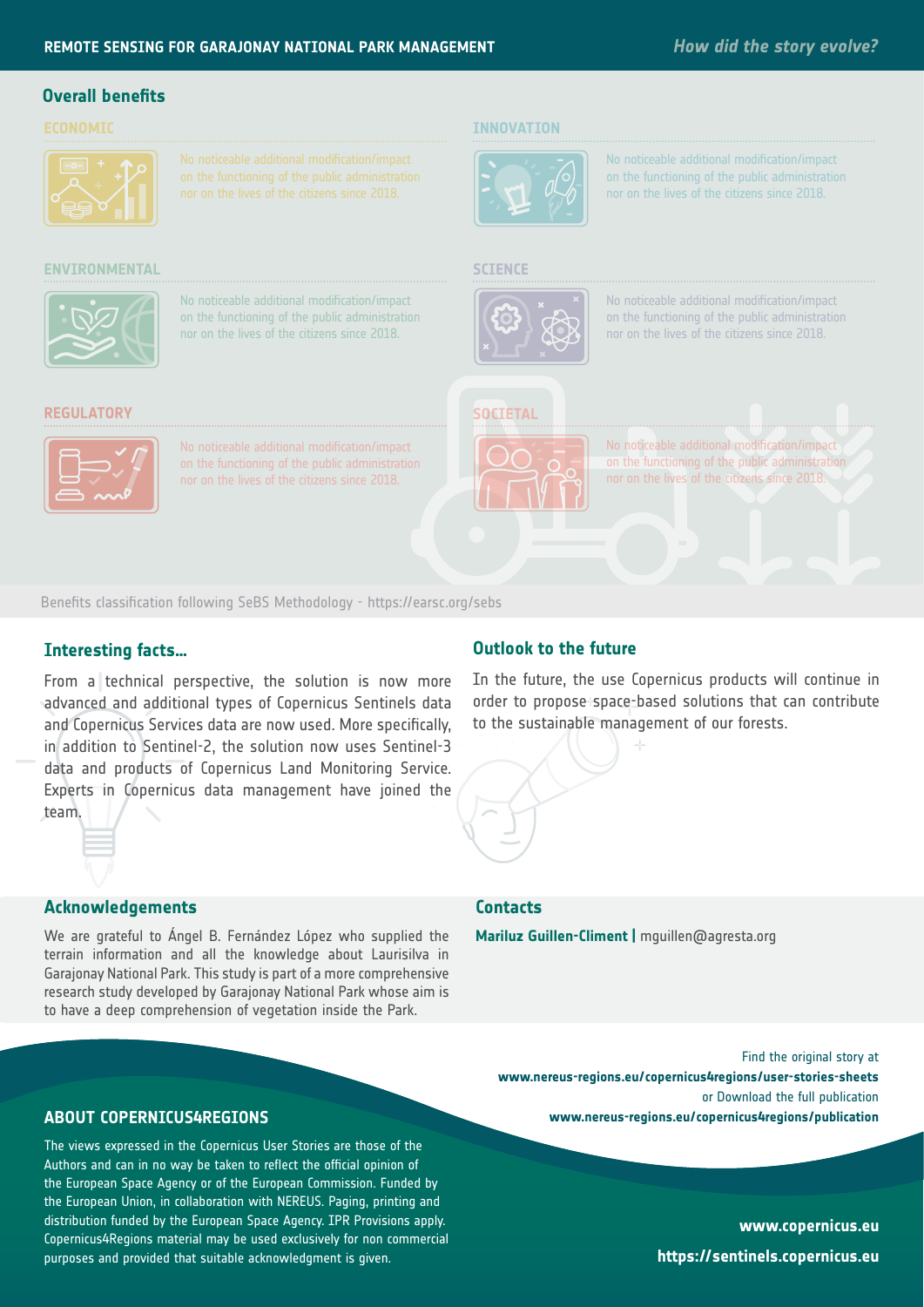## Overall benefits

### ECONOMIC

No noticeable additional modification/impact on the functioning of the public administration nor on the lives of the citizens since 2018.

### INNOVATION

No noticeable additional modification/impact on the functioning of the public administration nor on the lives of the citizens since 2018.

### ENVIRONMENTAL

No noticeable additional modification/impact on the functioning of the public administration nor on the lives of the citizens since 2018.

### SCIENCE

No noticeable additional modification/impact on the functioning of the public administration nor on the lives of the citizens since 2018.

### REGULATORY

No noticeable additional modification/impact on the functioning of the public administration nor on the lives of the citizens since 2018.

### SOCIETAL

No noticeable additional modification/impact on the functioning of the public administration nor on the lives of the citizens since 2018.

Benefits classification following SeBS Methodology - https://earsc.org/sebs

## Interesting facts...

From a technical perspective, the solution is now more advanced and additional types of Copernicus Sentinels data and Copernicus Services data are now used. More specifically, in addition to Sentinel-2, the solution now uses Sentinel-3 data and products of Copernicus Land Monitoring Service. Experts in Copernicus data management have joined the team.

## Outlook to the future

In the future, the use Copernicus products will continue in order to propose space-based solutions that can contribute to the sustainable management of our forests.

## Acknowledgements

We are grateful to Ángel B. Fernández López who supplied the terrain information and all the knowledge about Laurisilva in Garajonay National Park. This study is part of a more comprehensive research study developed by Garajonay National Park whose aim is to have a deep comprehension of vegetation inside the Park.

## Contacts

**Mariluz Guillen-Climent |** mguillen@agresta.org

## ABOUT COPERNICUS4REGIONS

The views expressed in the Copernicus User Stories are those of the Authors and can in no way be taken to reflect the official opinion of the European Space Agency or of the European Commission. Funded by the European Union, in collaboration with NEREUS. Paging, printing and distribution funded by the European Space Agency. IPR Provisions apply. Copernicus4Regions material may be used exclusively for non commercial purposes and provided that suitable acknowledgment is given.

Find the original story at
**www.nereus-regions.eu/copernicus4regions/user-stories-sheets**
or Download the full publication
**www.nereus-regions.eu/copernicus4regions/publication**

**www.copernicus.eu**
**https://sentinels.copernicus.eu**